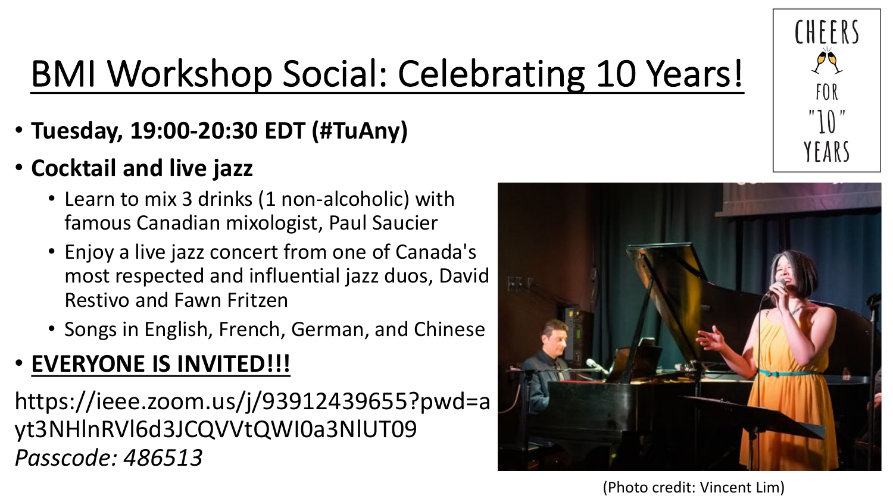# BMI Workshop Social: Celebrating 10 Years!

CHEERS FOR "10" YEARS

- **Tuesday, 19:00-20:30 EDT (#TuAny)**
- **Cocktail and live jazz**
  - Learn to mix 3 drinks (1 non-alcoholic) with famous Canadian mixologist, Paul Saucier
  - Enjoy a live jazz concert from one of Canada's most respected and influential jazz duos, David Restivo and Fawn Fritzen
  - Songs in English, French, German, and Chinese
- **EVERYONE IS INVITED!!!**

https://ieee.zoom.us/j/93912439655?pwd=ayt3NHlnRVl6d3JCQVVtQWI0a3NlUT09

*Passcode: 486513*

(Photo credit: Vincent Lim)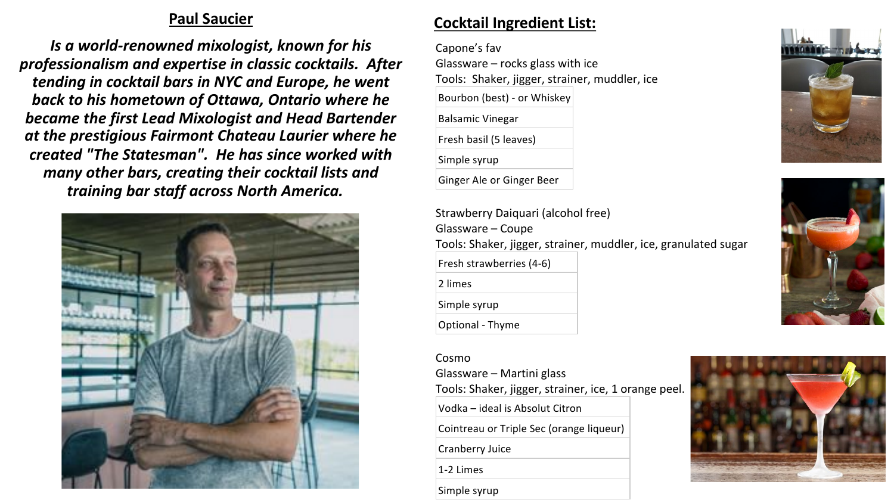## Paul Saucier

***Is a world-renowned mixologist, known for his professionalism and expertise in classic cocktails. After tending in cocktail bars in NYC and Europe, he went back to his hometown of Ottawa, Ontario where he became the first Lead Mixologist and Head Bartender at the prestigious Fairmont Chateau Laurier where he created "The Statesman". He has since worked with many other bars, creating their cocktail lists and training bar staff across North America.***

## Cocktail Ingredient List:

Capone's fav
Glassware – rocks glass with ice
Tools: Shaker, jigger, strainer, muddler, ice

| Bourbon (best) - or Whiskey |
| --- |
| Balsamic Vinegar |
| Fresh basil (5 leaves) |
| Simple syrup |
| Ginger Ale or Ginger Beer |

Strawberry Daiquari (alcohol free)
Glassware – Coupe
Tools: Shaker, jigger, strainer, muddler, ice, granulated sugar

| Fresh strawberries (4-6) |
| --- |
| 2 limes |
| Simple syrup |
| Optional - Thyme |

Cosmo
Glassware – Martini glass
Tools: Shaker, jigger, strainer, ice, 1 orange peel.

| Vodka – ideal is Absolut Citron |
| --- |
| Cointreau or Triple Sec (orange liqueur) |
| Cranberry Juice |
| 1-2 Limes |
| Simple syrup |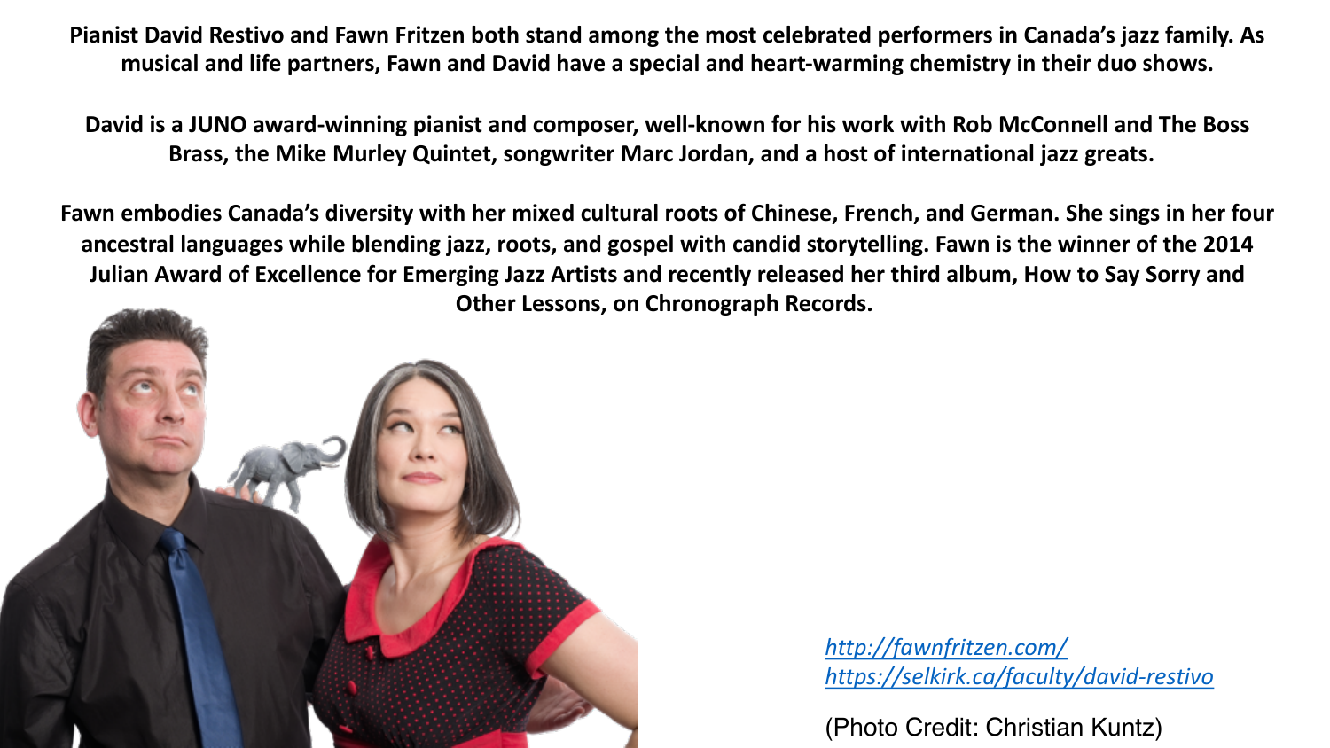**Pianist David Restivo and Fawn Fritzen both stand among the most celebrated performers in Canada's jazz family. As musical and life partners, Fawn and David have a special and heart-warming chemistry in their duo shows.**

**David is a JUNO award-winning pianist and composer, well-known for his work with Rob McConnell and The Boss Brass, the Mike Murley Quintet, songwriter Marc Jordan, and a host of international jazz greats.**

**Fawn embodies Canada's diversity with her mixed cultural roots of Chinese, French, and German. She sings in her four ancestral languages while blending jazz, roots, and gospel with candid storytelling. Fawn is the winner of the 2014 Julian Award of Excellence for Emerging Jazz Artists and recently released her third album, How to Say Sorry and Other Lessons, on Chronograph Records.**

*http://fawnfritzen.com/*
*https://selkirk.ca/faculty/david-restivo*

(Photo Credit: Christian Kuntz)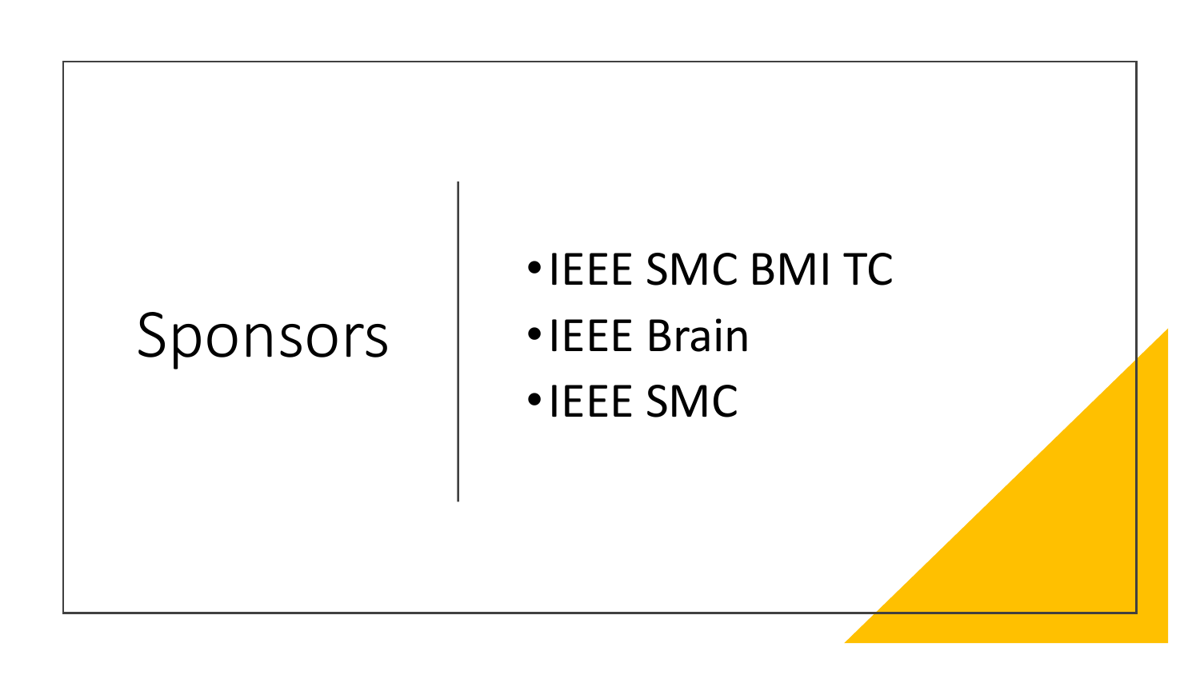# Sponsors

- IEEE SMC BMI TC
- IEEE Brain
- IEEE SMC